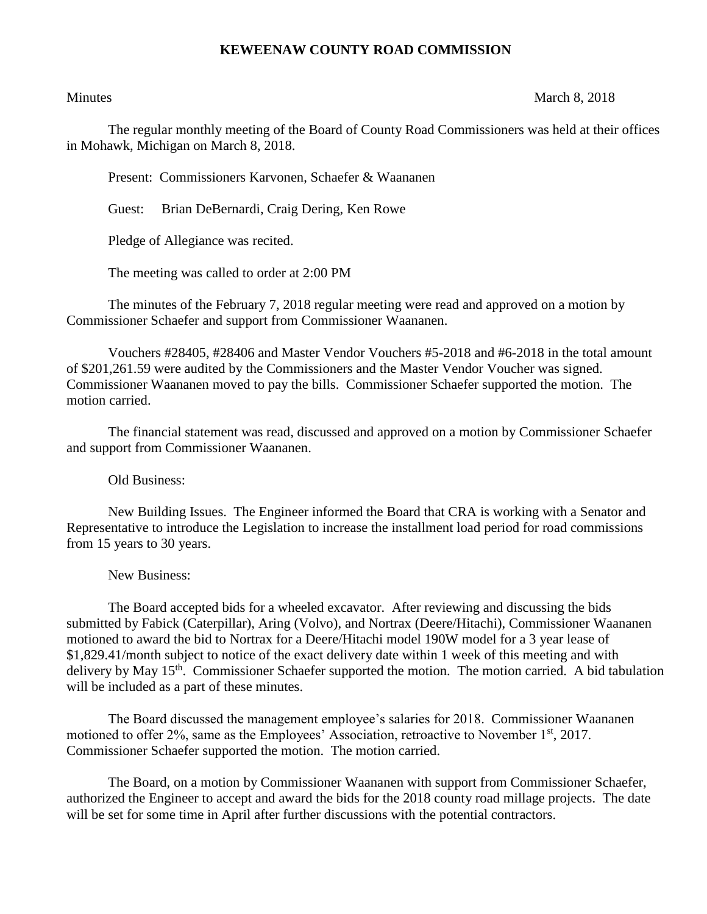# KEWEENAW COUNTY ROAD COMMISSION

Minutes March 8, 2018

The regular monthly meeting of the Board of County Road Commissioners was held at their offices in Mohawk, Michigan on March 8, 2018.

Present: Commissioners Karvonen, Schaefer & Waananen

Guest: Brian DeBernardi, Craig Dering, Ken Rowe

Pledge of Allegiance was recited.

The meeting was called to order at 2:00 PM

The minutes of the February 7, 2018 regular meeting were read and approved on a motion by Commissioner Schaefer and support from Commissioner Waananen.

Vouchers #28405, #28406 and Master Vendor Vouchers #5-2018 and #6-2018 in the total amount of $201,261.59 were audited by the Commissioners and the Master Vendor Voucher was signed. Commissioner Waananen moved to pay the bills. Commissioner Schaefer supported the motion. The motion carried.

The financial statement was read, discussed and approved on a motion by Commissioner Schaefer and support from Commissioner Waananen.

Old Business:

New Building Issues. The Engineer informed the Board that CRA is working with a Senator and Representative to introduce the Legislation to increase the installment load period for road commissions from 15 years to 30 years.

New Business:

The Board accepted bids for a wheeled excavator. After reviewing and discussing the bids submitted by Fabick (Caterpillar), Aring (Volvo), and Nortrax (Deere/Hitachi), Commissioner Waananen motioned to award the bid to Nortrax for a Deere/Hitachi model 190W model for a 3 year lease of $1,829.41/month subject to notice of the exact delivery date within 1 week of this meeting and with delivery by May 15th. Commissioner Schaefer supported the motion. The motion carried. A bid tabulation will be included as a part of these minutes.

The Board discussed the management employee's salaries for 2018. Commissioner Waananen motioned to offer 2%, same as the Employees' Association, retroactive to November 1st, 2017. Commissioner Schaefer supported the motion. The motion carried.

The Board, on a motion by Commissioner Waananen with support from Commissioner Schaefer, authorized the Engineer to accept and award the bids for the 2018 county road millage projects. The date will be set for some time in April after further discussions with the potential contractors.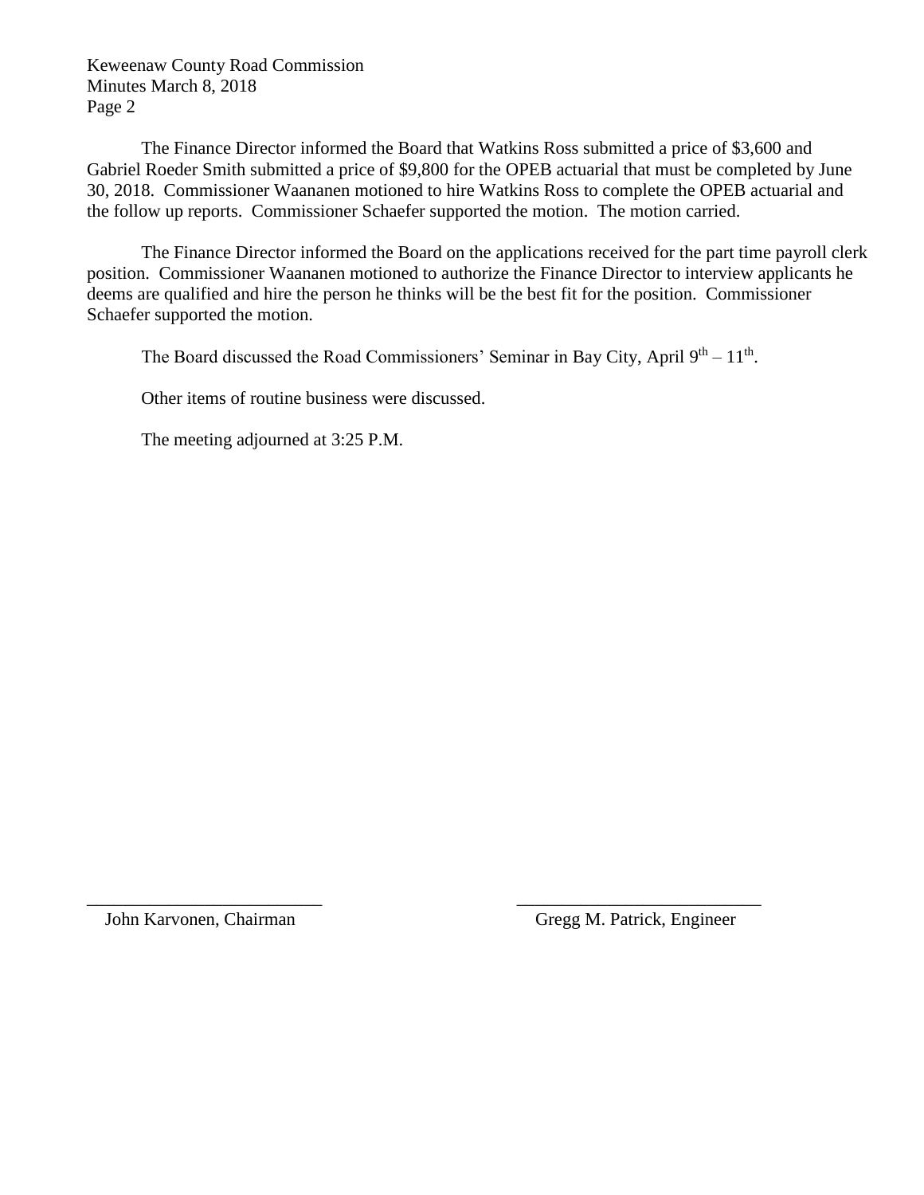The Finance Director informed the Board that Watkins Ross submitted a price of $3,600 and Gabriel Roeder Smith submitted a price of $9,800 for the OPEB actuarial that must be completed by June 30, 2018. Commissioner Waananen motioned to hire Watkins Ross to complete the OPEB actuarial and the follow up reports. Commissioner Schaefer supported the motion. The motion carried.

The Finance Director informed the Board on the applications received for the part time payroll clerk position. Commissioner Waananen motioned to authorize the Finance Director to interview applicants he deems are qualified and hire the person he thinks will be the best fit for the position. Commissioner Schaefer supported the motion.

The Board discussed the Road Commissioners' Seminar in Bay City, April 9th – 11th.

Other items of routine business were discussed.

The meeting adjourned at 3:25 P.M.

\_\_\_\_\_\_\_\_\_\_\_\_\_\_\_\_\_\_\_\_\_\_\_\_\_\_
John Karvonen, Chairman

\_\_\_\_\_\_\_\_\_\_\_\_\_\_\_\_\_\_\_\_\_\_\_\_\_\_
Gregg M. Patrick, Engineer